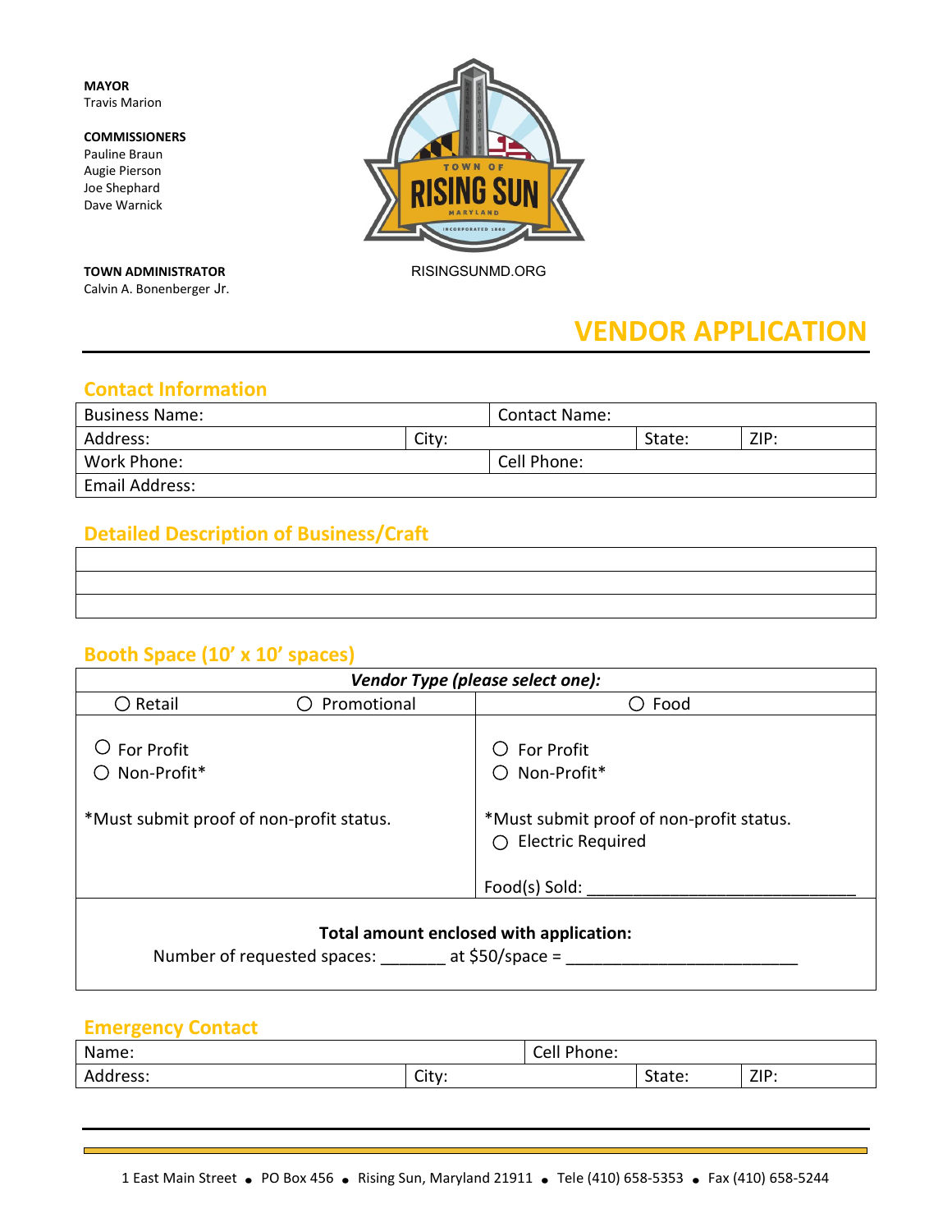**MAYOR**
Travis Marion

**COMMISSIONERS**
Pauline Braun
Augie Pierson
Joe Shephard
Dave Warnick

**TOWN ADMINISTRATOR**
Calvin A. Bonenberger Jr.

TOWN OF RISING SUN MARYLAND

INCORPORATED 1860

RISINGSUNMD.ORG

# VENDOR APPLICATION

## Contact Information

| Business Name: | | Contact Name: | | |
|---|---|---|---|---|
| Address: | City: | | State: | ZIP: |
| Work Phone: | | Cell Phone: | | |
| Email Address: | | | | |

## Detailed Description of Business/Craft

| |
|---|
| |
| |

## Booth Space (10' x 10' spaces)

| *Vendor Type (please select one):* | | |
|---|---|---|
| ○ Retail | ○ Promotional | ○ Food |
| ○ For Profit<br>○ Non-Profit*<br><br>*Must submit proof of non-profit status. | | ○ For Profit<br>○ Non-Profit*<br><br>*Must submit proof of non-profit status.<br>○ Electric Required<br><br>Food(s) Sold: ______________________________ |

**Total amount enclosed with application:**

Number of requested spaces: _______ at $50/space = _________________________

## Emergency Contact

| Name: | | Cell Phone: | | |
|---|---|---|---|---|
| Address: | City: | | State: | ZIP: |

1 East Main Street • PO Box 456 • Rising Sun, Maryland 21911 • Tele (410) 658-5353 • Fax (410) 658-5244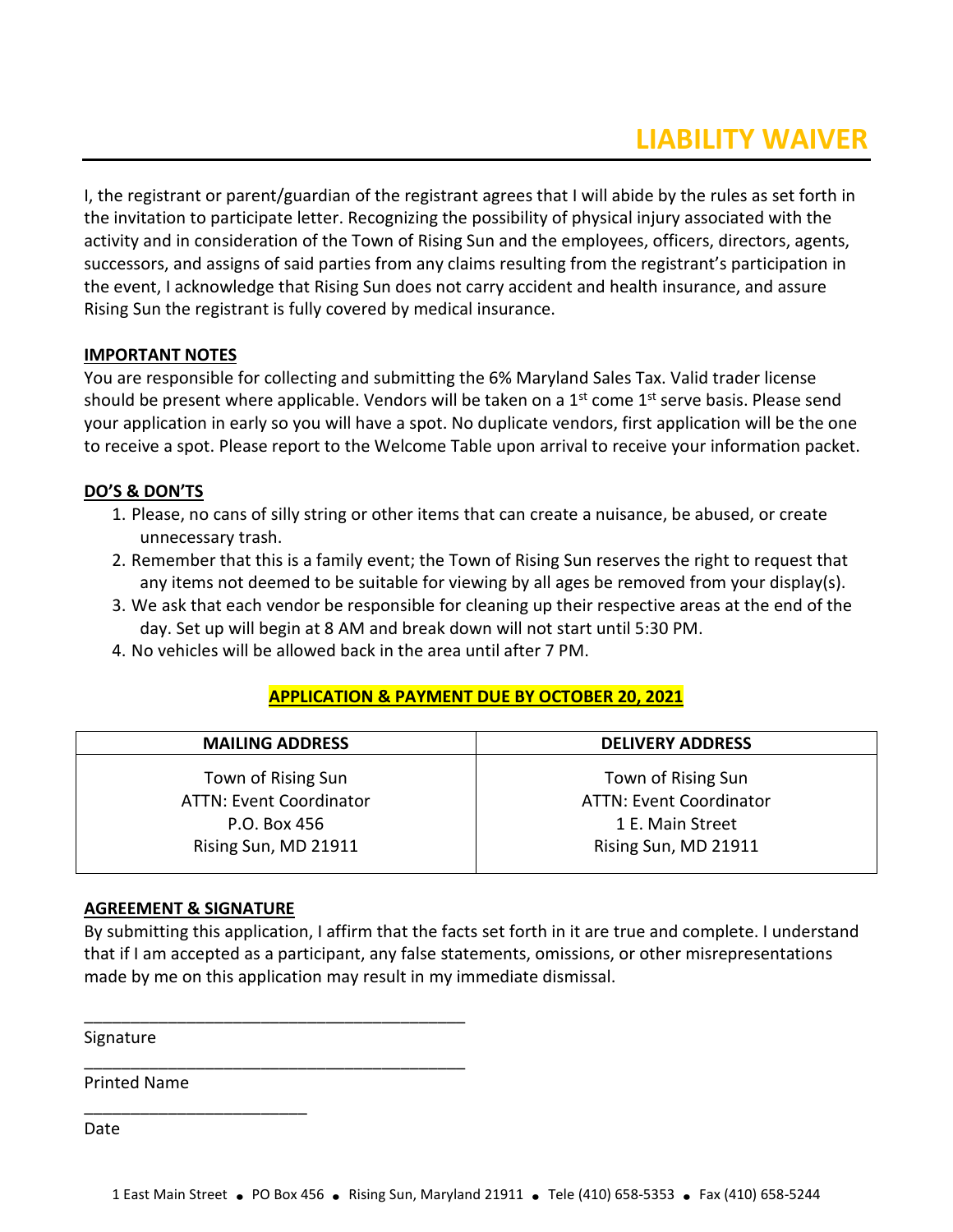# LIABILITY WAIVER

I, the registrant or parent/guardian of the registrant agrees that I will abide by the rules as set forth in the invitation to participate letter. Recognizing the possibility of physical injury associated with the activity and in consideration of the Town of Rising Sun and the employees, officers, directors, agents, successors, and assigns of said parties from any claims resulting from the registrant's participation in the event, I acknowledge that Rising Sun does not carry accident and health insurance, and assure Rising Sun the registrant is fully covered by medical insurance.

**IMPORTANT NOTES**

You are responsible for collecting and submitting the 6% Maryland Sales Tax. Valid trader license should be present where applicable. Vendors will be taken on a 1st come 1st serve basis. Please send your application in early so you will have a spot. No duplicate vendors, first application will be the one to receive a spot. Please report to the Welcome Table upon arrival to receive your information packet.

**DO'S & DON'TS**

1. Please, no cans of silly string or other items that can create a nuisance, be abused, or create unnecessary trash.
2. Remember that this is a family event; the Town of Rising Sun reserves the right to request that any items not deemed to be suitable for viewing by all ages be removed from your display(s).
3. We ask that each vendor be responsible for cleaning up their respective areas at the end of the day. Set up will begin at 8 AM and break down will not start until 5:30 PM.
4. No vehicles will be allowed back in the area until after 7 PM.

**APPLICATION & PAYMENT DUE BY OCTOBER 20, 2021**

| MAILING ADDRESS | DELIVERY ADDRESS |
| --- | --- |
| Town of Rising Sun<br>ATTN: Event Coordinator<br>P.O. Box 456<br>Rising Sun, MD 21911 | Town of Rising Sun<br>ATTN: Event Coordinator<br>1 E. Main Street<br>Rising Sun, MD 21911 |

**AGREEMENT & SIGNATURE**

By submitting this application, I affirm that the facts set forth in it are true and complete. I understand that if I am accepted as a participant, any false statements, omissions, or other misrepresentations made by me on this application may result in my immediate dismissal.

\_\_\_\_\_\_\_\_\_\_\_\_\_\_\_\_\_\_\_\_\_\_\_\_\_\_\_\_\_\_\_\_\_\_\_\_\_\_\_\_

Signature

\_\_\_\_\_\_\_\_\_\_\_\_\_\_\_\_\_\_\_\_\_\_\_\_\_\_\_\_\_\_\_\_\_\_\_\_\_\_\_\_

Printed Name

\_\_\_\_\_\_\_\_\_\_\_\_\_\_\_\_\_\_\_\_\_\_\_\_

Date

1 East Main Street • PO Box 456 • Rising Sun, Maryland 21911 • Tele (410) 658-5353 • Fax (410) 658-5244